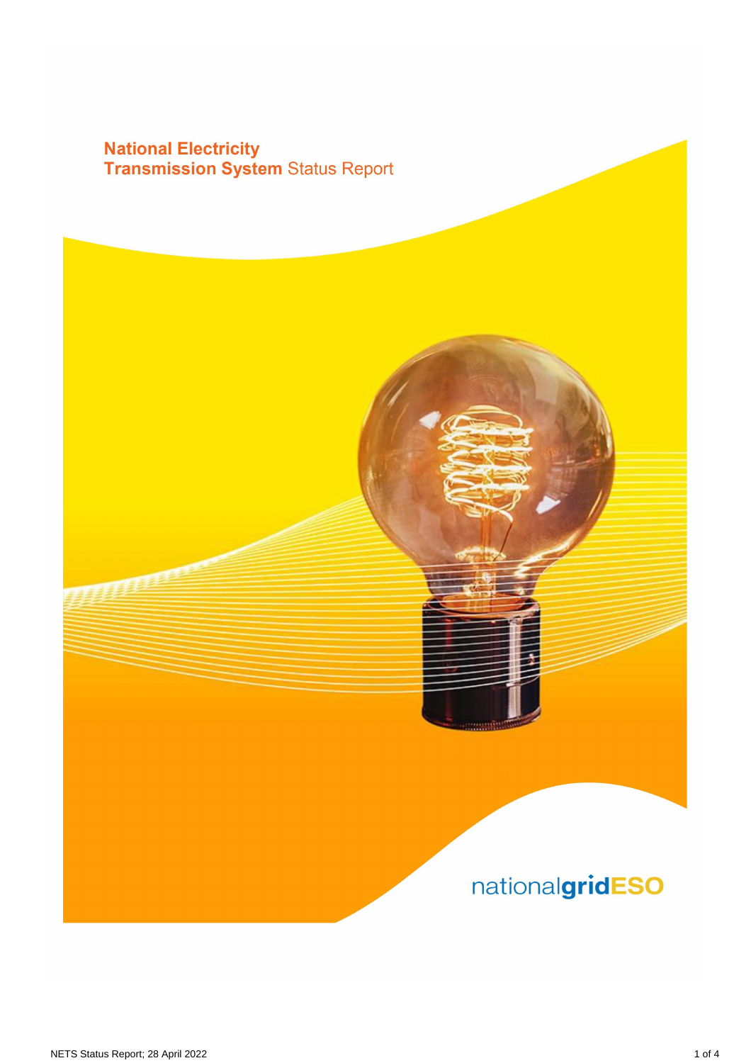# National Electricity Transmission System Status Report

nationalgridESO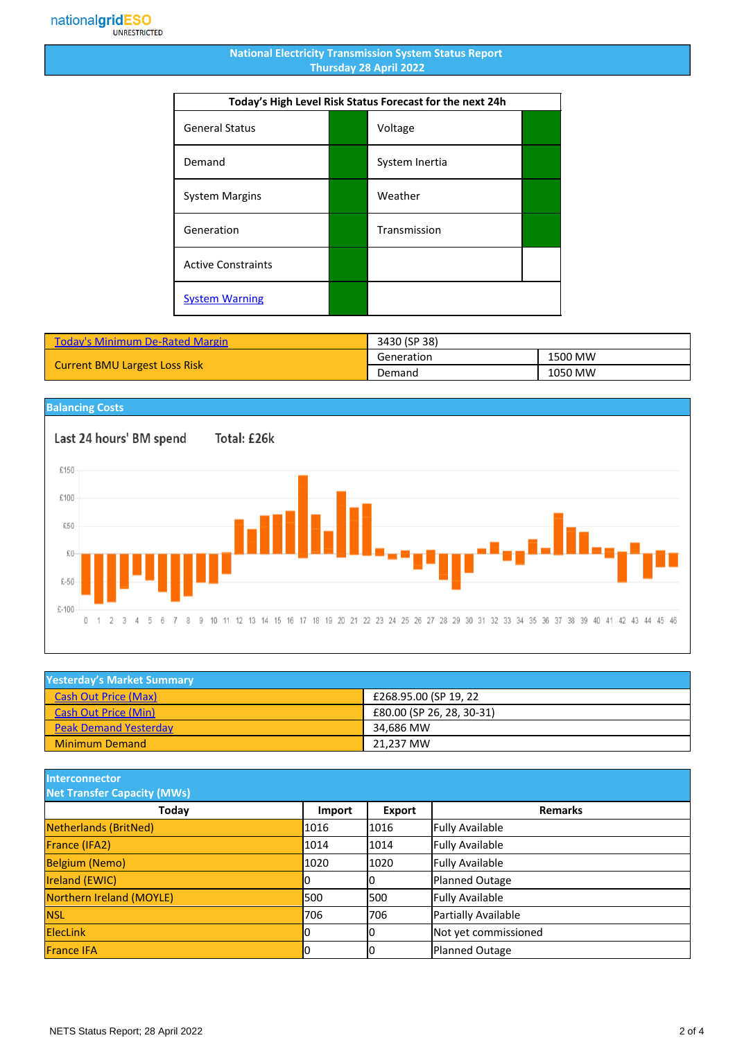nationalgridESO
UNRESTRICTED

# National Electricity Transmission System Status Report
## Thursday 28 April 2022

| Today's High Level Risk Status Forecast for the next 24h | | | |
|---|---|---|---|
| General Status | | Voltage | |
| Demand | | System Inertia | |
| System Margins | | Weather | |
| Generation | | Transmission | |
| Active Constraints | | | |
| System Warning | | | |

| | | |
|---|---|---|
| Today's Minimum De-Rated Margin | 3430 (SP 38) | |
| Current BMU Largest Loss Risk | Generation | 1500 MW |
| | Demand | 1050 MW |

## Balancing Costs

Last 24 hours' BM spend Total: £26k

## Yesterday's Market Summary

| | |
|---|---|
| Cash Out Price (Max) | £268.95.00 (SP 19, 22 |
| Cash Out Price (Min) | £80.00 (SP 26, 28, 30-31) |
| Peak Demand Yesterday | 34,686 MW |
| Minimum Demand | 21,237 MW |

## Interconnector Net Transfer Capacity (MWs)

| Today | Import | Export | Remarks |
|---|---|---|---|
| Netherlands (BritNed) | 1016 | 1016 | Fully Available |
| France (IFA2) | 1014 | 1014 | Fully Available |
| Belgium (Nemo) | 1020 | 1020 | Fully Available |
| Ireland (EWIC) | 0 | 0 | Planned Outage |
| Northern Ireland (MOYLE) | 500 | 500 | Fully Available |
| NSL | 706 | 706 | Partially Available |
| ElecLink | 0 | 0 | Not yet commissioned |
| France IFA | 0 | 0 | Planned Outage |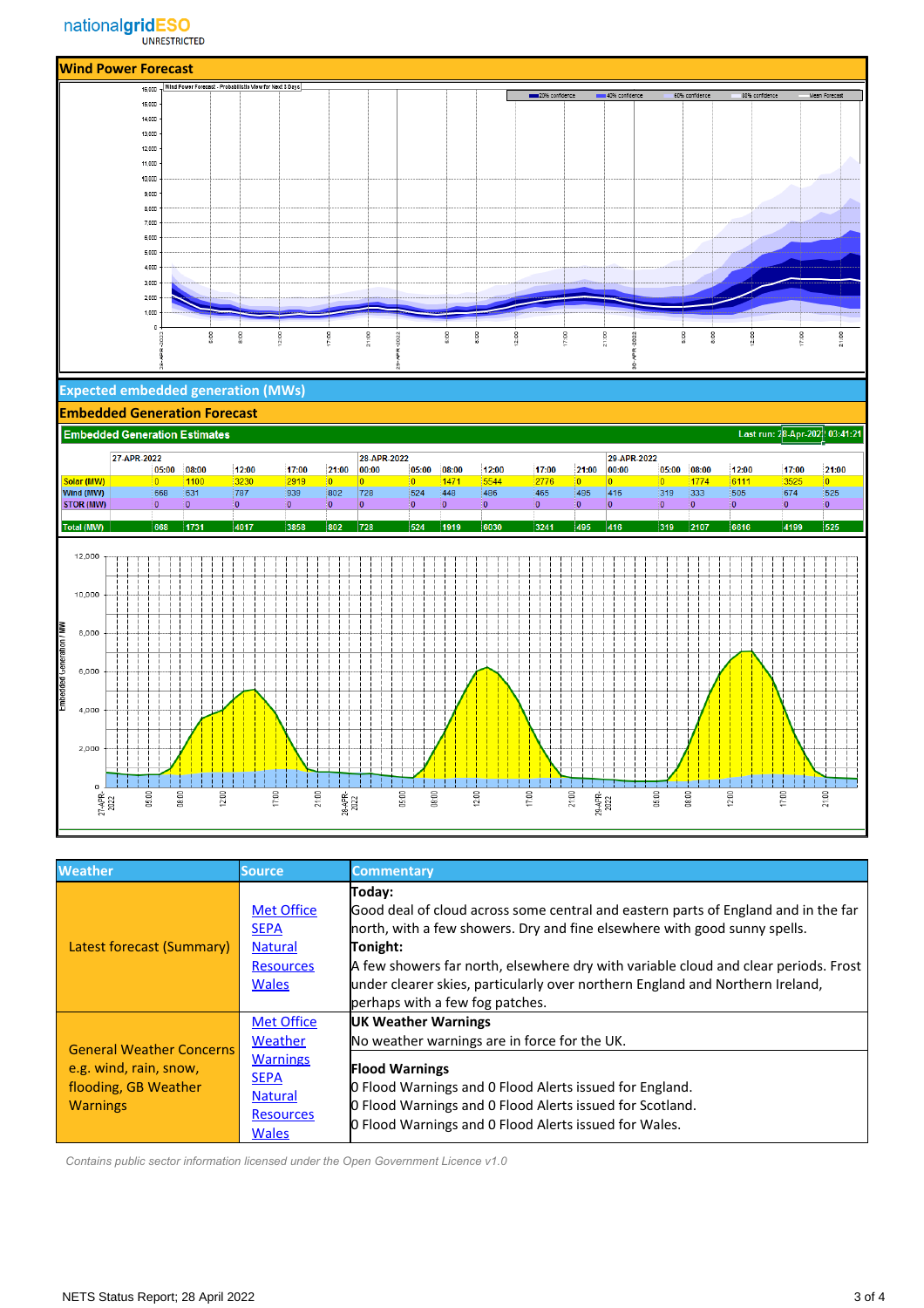nationalgridESO
UNRESTRICTED

## Wind Power Forecast

Wind Power Forecast - Probabilistic View for Next 3 Days

20% confidence | 40% confidence | 60% confidence | 80% confidence | Mean Forecast

## Expected embedded generation (MWs)

## Embedded Generation Forecast

**Embedded Generation Estimates** — Last run: 28-Apr-2022 03:41:21

| | 27-APR-2022 | | | | | 28-APR-2022 | | | | | | 29-APR-2022 | | | | | |
|---|---|---|---|---|---|---|---|---|---|---|---|---|---|---|---|---|---|
| | 05:00 | 08:00 | 12:00 | 17:00 | 21:00 | 00:00 | 05:00 | 08:00 | 12:00 | 17:00 | 21:00 | 00:00 | 05:00 | 08:00 | 12:00 | 17:00 | 21:00 |
| Solar (MW) | 0 | 1100 | 3230 | 2919 | 0 | 0 | 0 | 1471 | 5544 | 2776 | 0 | 0 | 0 | 1774 | 6111 | 3525 | 0 |
| Wind (MW) | 668 | 631 | 787 | 939 | 802 | 728 | 524 | 448 | 486 | 465 | 495 | 416 | 319 | 333 | 505 | 674 | 525 |
| STOR (MW) | 0 | 0 | 0 | 0 | 0 | 0 | 0 | 0 | 0 | 0 | 0 | 0 | 0 | 0 | 0 | 0 | 0 |
| Total (MW) | 668 | 1731 | 4017 | 3858 | 802 | 728 | 524 | 1919 | 6030 | 3241 | 495 | 416 | 319 | 2107 | 6616 | 4199 | 525 |

| Weather | Source | Commentary |
|---|---|---|
| Latest forecast (Summary) | Met Office<br>SEPA<br>Natural Resources Wales | **Today:**<br>Good deal of cloud across some central and eastern parts of England and in the far north, with a few showers. Dry and fine elsewhere with good sunny spells.<br>**Tonight:**<br>A few showers far north, elsewhere dry with variable cloud and clear periods. Frost under clearer skies, particularly over northern England and Northern Ireland, perhaps with a few fog patches. |
| General Weather Concerns e.g. wind, rain, snow, flooding, GB Weather Warnings | Met Office Weather Warnings<br>SEPA<br>Natural Resources Wales | **UK Weather Warnings**<br>No weather warnings are in force for the UK.<br><br>**Flood Warnings**<br>0 Flood Warnings and 0 Flood Alerts issued for England.<br>0 Flood Warnings and 0 Flood Alerts issued for Scotland.<br>0 Flood Warnings and 0 Flood Alerts issued for Wales. |

*Contains public sector information licensed under the Open Government Licence v1.0*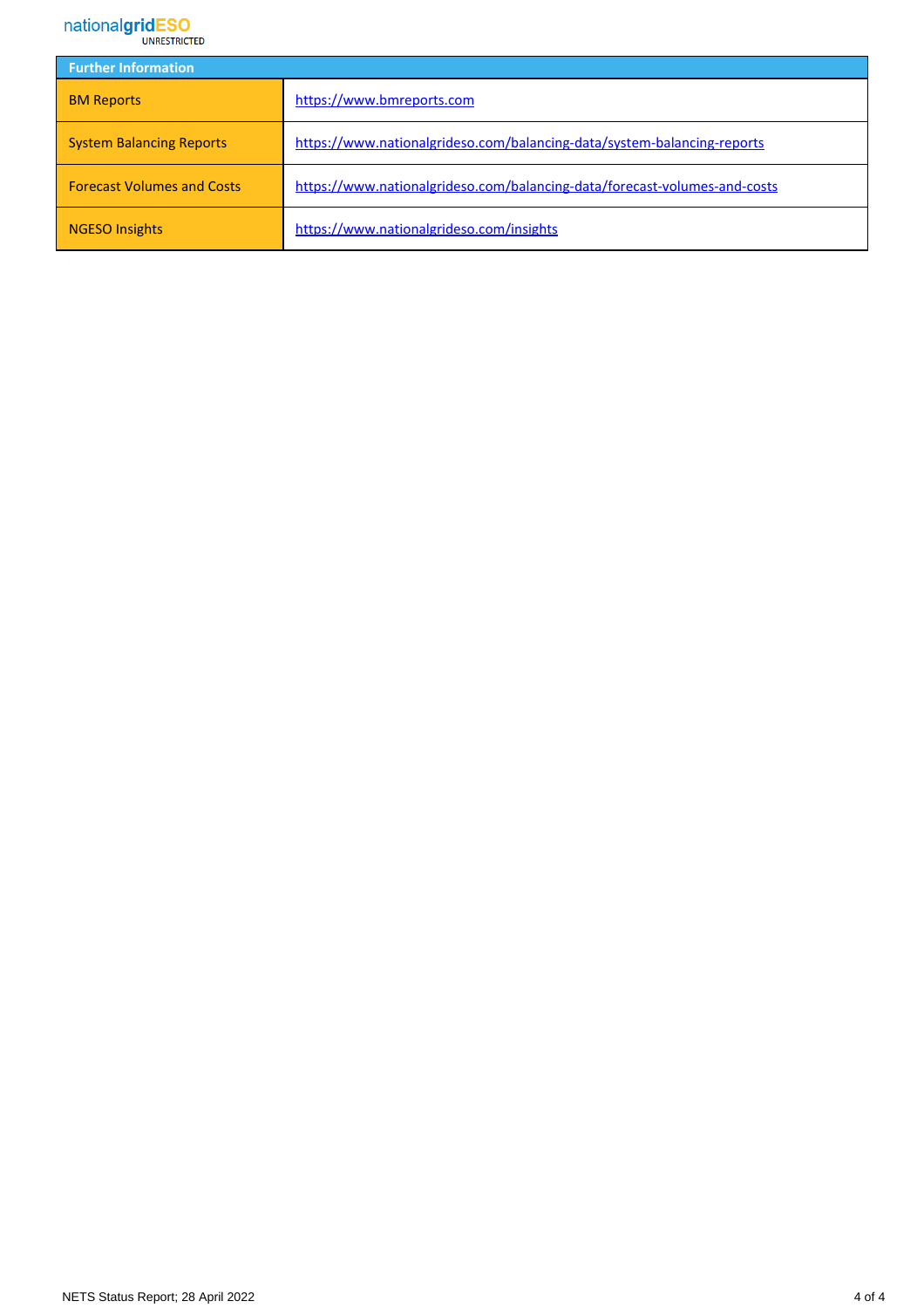| Further Information | |
|---|---|
| BM Reports | https://www.bmreports.com |
| System Balancing Reports | https://www.nationalgrideso.com/balancing-data/system-balancing-reports |
| Forecast Volumes and Costs | https://www.nationalgrideso.com/balancing-data/forecast-volumes-and-costs |
| NGESO Insights | https://www.nationalgrideso.com/insights |